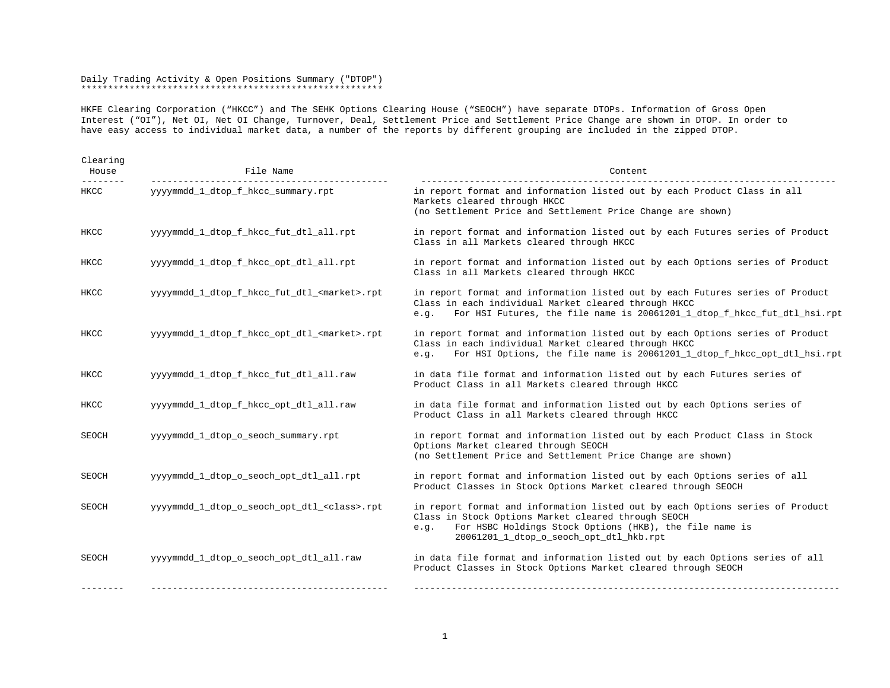# Daily Trading Activity & Open Positions Summary ("DTOP")

HKFE Clearing Corporation ("HKCC") and The SEHK Options Clearing House ("SEOCH") have separate DTOPs. Information of Gross Open Interest ("OI"), Net OI, Net OI Change, Turnover, Deal, Settlement Price and Settlement Price Change are shown in DTOP. In order to have easy access to individual market data, a number of the reports by different grouping are included in the zipped DTOP.

| Clearing House | File Name | Content |
|---|---|---|
| HKCC | yyyymmdd_1_dtop_f_hkcc_summary.rpt | in report format and information listed out by each Product Class in all Markets cleared through HKCC<br>(no Settlement Price and Settlement Price Change are shown) |
| HKCC | yyyymmdd_1_dtop_f_hkcc_fut_dtl_all.rpt | in report format and information listed out by each Futures series of Product Class in all Markets cleared through HKCC |
| HKCC | yyyymmdd_1_dtop_f_hkcc_opt_dtl_all.rpt | in report format and information listed out by each Options series of Product Class in all Markets cleared through HKCC |
| HKCC | yyyymmdd_1_dtop_f_hkcc_fut_dtl_<market>.rpt | in report format and information listed out by each Futures series of Product Class in each individual Market cleared through HKCC<br>e.g. For HSI Futures, the file name is 20061201_1_dtop_f_hkcc_fut_dtl_hsi.rpt |
| HKCC | yyyymmdd_1_dtop_f_hkcc_opt_dtl_<market>.rpt | in report format and information listed out by each Options series of Product Class in each individual Market cleared through HKCC<br>e.g. For HSI Options, the file name is 20061201_1_dtop_f_hkcc_opt_dtl_hsi.rpt |
| HKCC | yyyymmdd_1_dtop_f_hkcc_fut_dtl_all.raw | in data file format and information listed out by each Futures series of Product Class in all Markets cleared through HKCC |
| HKCC | yyyymmdd_1_dtop_f_hkcc_opt_dtl_all.raw | in data file format and information listed out by each Options series of Product Class in all Markets cleared through HKCC |
| SEOCH | yyyymmdd_1_dtop_o_seoch_summary.rpt | in report format and information listed out by each Product Class in Stock Options Market cleared through SEOCH<br>(no Settlement Price and Settlement Price Change are shown) |
| SEOCH | yyyymmdd_1_dtop_o_seoch_opt_dtl_all.rpt | in report format and information listed out by each Options series of all Product Classes in Stock Options Market cleared through SEOCH |
| SEOCH | yyyymmdd_1_dtop_o_seoch_opt_dtl_<class>.rpt | in report format and information listed out by each Options series of Product Class in Stock Options Market cleared through SEOCH<br>e.g. For HSBC Holdings Stock Options (HKB), the file name is 20061201_1_dtop_o_seoch_opt_dtl_hkb.rpt |
| SEOCH | yyyymmdd_1_dtop_o_seoch_opt_dtl_all.raw | in data file format and information listed out by each Options series of all Product Classes in Stock Options Market cleared through SEOCH |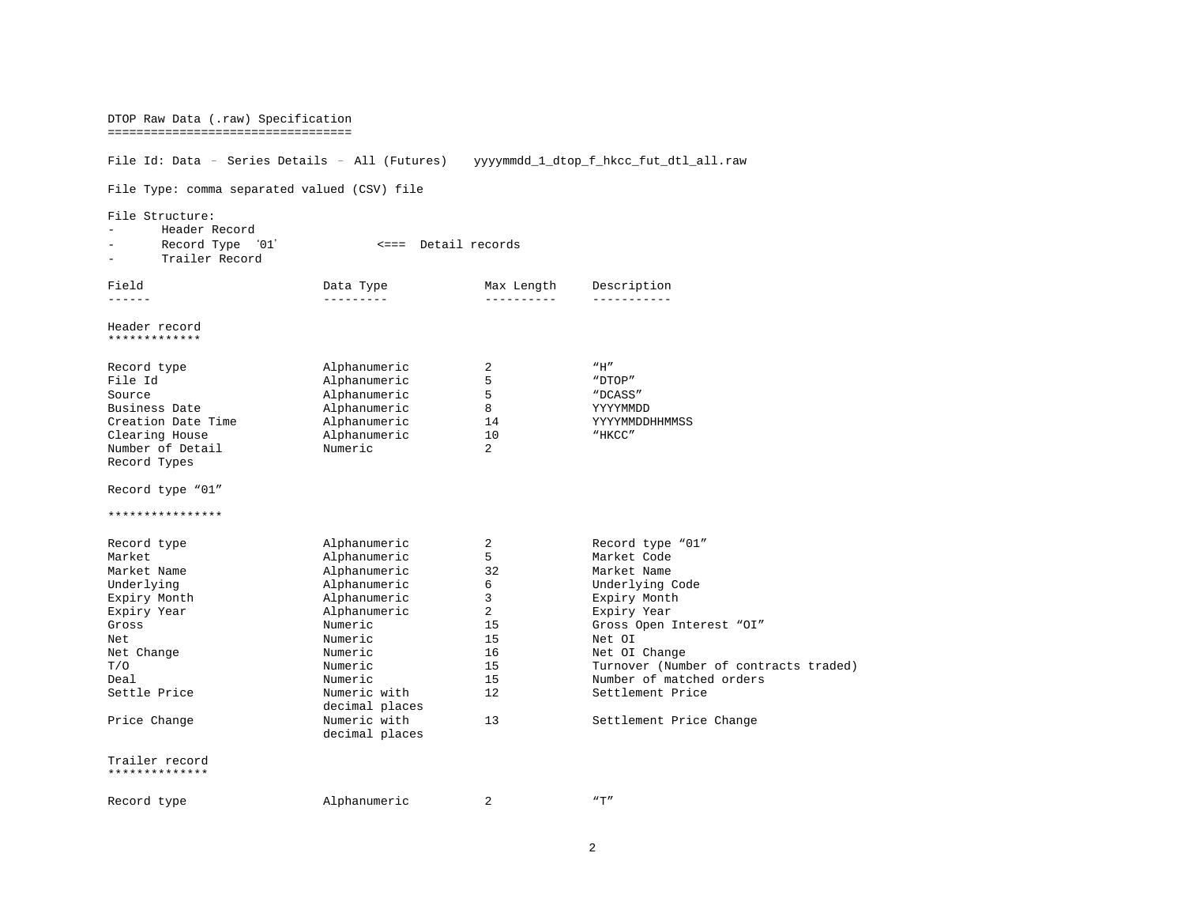# DTOP Raw Data (.raw) Specification

File Id: Data – Series Details – All (Futures)    yyyymmdd_1_dtop_f_hkcc_fut_dtl_all.raw

File Type: comma separated valued (CSV) file

File Structure:

- Header Record
- Record Type '01'    <=== Detail records
- Trailer Record

| Field | Data Type | Max Length | Description |
|---|---|---|---|
| **Header record** | | | |
| Record type | Alphanumeric | 2 | "H" |
| File Id | Alphanumeric | 5 | "DTOP" |
| Source | Alphanumeric | 5 | "DCASS" |
| Business Date | Alphanumeric | 8 | YYYYMMDD |
| Creation Date Time | Alphanumeric | 14 | YYYYMMDDHHMMSS |
| Clearing House | Alphanumeric | 10 | "HKCC" |
| Number of Detail Record Types | Numeric | 2 | |
| **Record type "01"** | | | |
| Record type | Alphanumeric | 2 | Record type "01" |
| Market | Alphanumeric | 5 | Market Code |
| Market Name | Alphanumeric | 32 | Market Name |
| Underlying | Alphanumeric | 6 | Underlying Code |
| Expiry Month | Alphanumeric | 3 | Expiry Month |
| Expiry Year | Alphanumeric | 2 | Expiry Year |
| Gross | Numeric | 15 | Gross Open Interest "OI" |
| Net | Numeric | 15 | Net OI |
| Net Change | Numeric | 16 | Net OI Change |
| T/O | Numeric | 15 | Turnover (Number of contracts traded) |
| Deal | Numeric | 15 | Number of matched orders |
| Settle Price | Numeric with decimal places | 12 | Settlement Price |
| Price Change | Numeric with decimal places | 13 | Settlement Price Change |
| **Trailer record** | | | |
| Record type | Alphanumeric | 2 | "T" |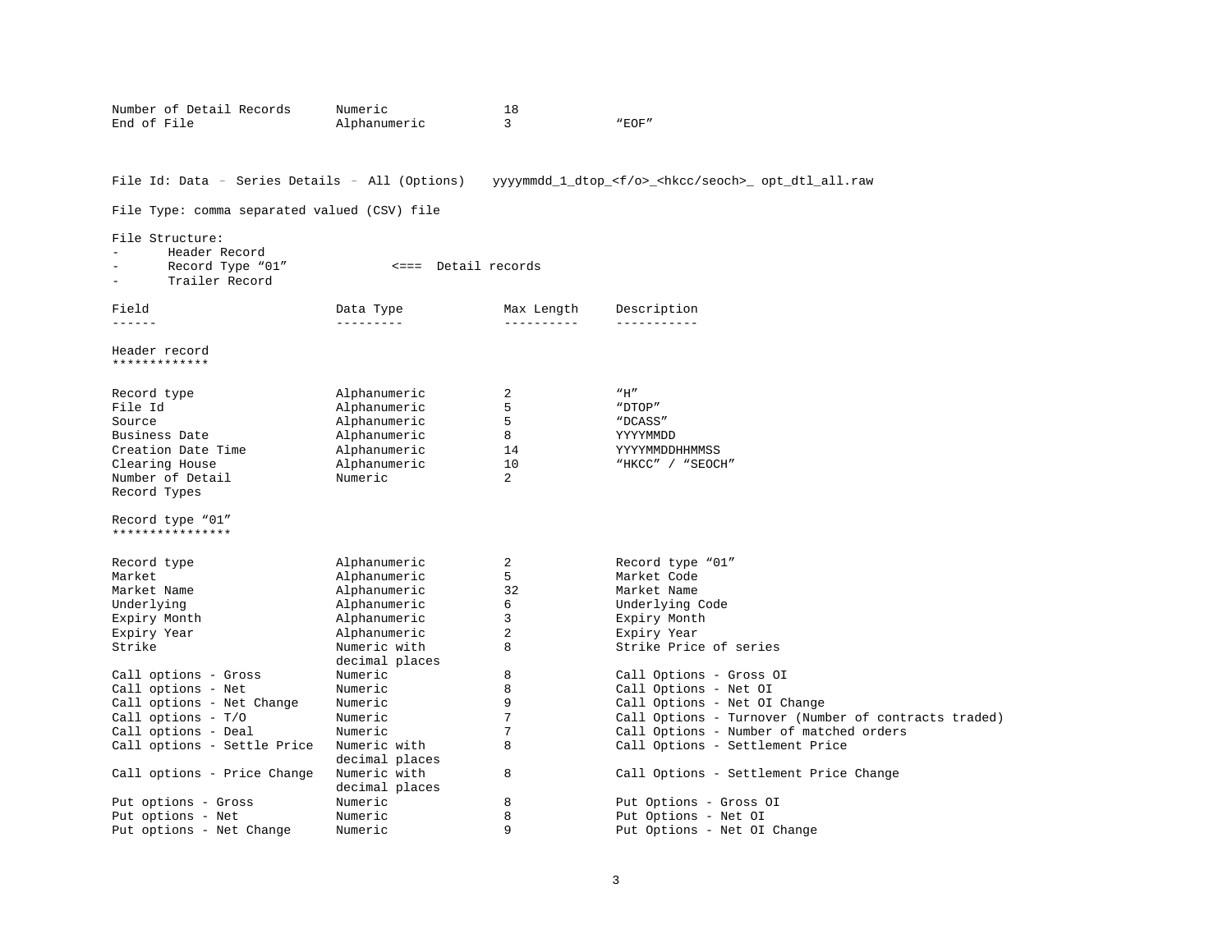| Field | Data Type | Max Length | Description |
|---|---|---|---|
| Number of Detail Records | Numeric | 18 | |
| End of File | Alphanumeric | 3 | “EOF” |

File Id: Data – Series Details – All (Options)    yyyymmdd_1_dtop_<f/o>_<hkcc/seoch>_ opt_dtl_all.raw

File Type: comma separated valued (CSV) file

File Structure:

- Header Record
- Record Type “01”    <===  Detail records
- Trailer Record

| Field | Data Type | Max Length | Description |
|---|---|---|---|
| **Header record** | | | |
| Record type | Alphanumeric | 2 | “H” |
| File Id | Alphanumeric | 5 | “DTOP” |
| Source | Alphanumeric | 5 | “DCASS” |
| Business Date | Alphanumeric | 8 | YYYYMMDD |
| Creation Date Time | Alphanumeric | 14 | YYYYMMDDHHMMSS |
| Clearing House | Alphanumeric | 10 | “HKCC” / “SEOCH” |
| Number of Detail Record Types | Numeric | 2 | |
| **Record type “01”** | | | |
| Record type | Alphanumeric | 2 | Record type “01” |
| Market | Alphanumeric | 5 | Market Code |
| Market Name | Alphanumeric | 32 | Market Name |
| Underlying | Alphanumeric | 6 | Underlying Code |
| Expiry Month | Alphanumeric | 3 | Expiry Month |
| Expiry Year | Alphanumeric | 2 | Expiry Year |
| Strike | Numeric with decimal places | 8 | Strike Price of series |
| Call options - Gross | Numeric | 8 | Call Options - Gross OI |
| Call options - Net | Numeric | 8 | Call Options - Net OI |
| Call options - Net Change | Numeric | 9 | Call Options - Net OI Change |
| Call options - T/O | Numeric | 7 | Call Options - Turnover (Number of contracts traded) |
| Call options - Deal | Numeric | 7 | Call Options - Number of matched orders |
| Call options - Settle Price | Numeric with decimal places | 8 | Call Options - Settlement Price |
| Call options - Price Change | Numeric with decimal places | 8 | Call Options - Settlement Price Change |
| Put options - Gross | Numeric | 8 | Put Options - Gross OI |
| Put options - Net | Numeric | 8 | Put Options - Net OI |
| Put options - Net Change | Numeric | 9 | Put Options - Net OI Change |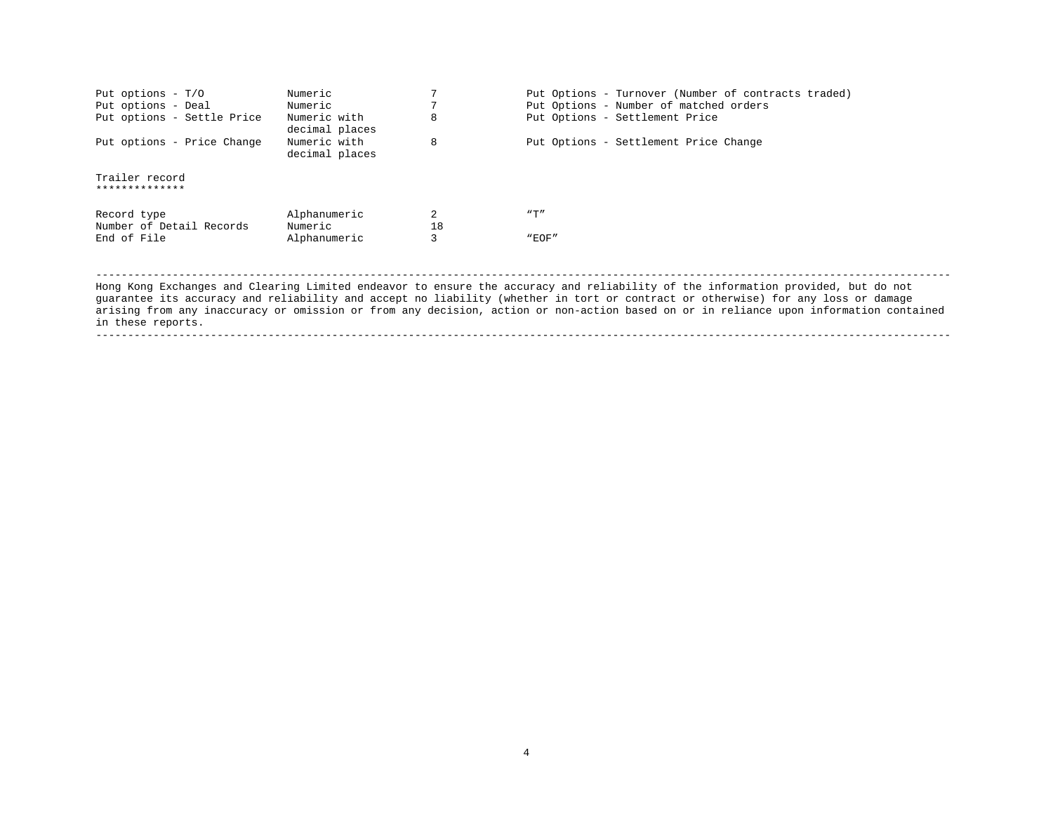| | | | |
|---|---|---|---|
| Put options - T/O | Numeric | 7 | Put Options - Turnover (Number of contracts traded) |
| Put options - Deal | Numeric | 7 | Put Options - Number of matched orders |
| Put options - Settle Price | Numeric with decimal places | 8 | Put Options - Settlement Price |
| Put options - Price Change | Numeric with decimal places | 8 | Put Options - Settlement Price Change |

Trailer record
**************

| | | | |
|---|---|---|---|
| Record type | Alphanumeric | 2 | “T” |
| Number of Detail Records | Numeric | 18 | |
| End of File | Alphanumeric | 3 | “EOF” |

---

Hong Kong Exchanges and Clearing Limited endeavor to ensure the accuracy and reliability of the information provided, but do not guarantee its accuracy and reliability and accept no liability (whether in tort or contract or otherwise) for any loss or damage arising from any inaccuracy or omission or from any decision, action or non-action based on or in reliance upon information contained in these reports.

---